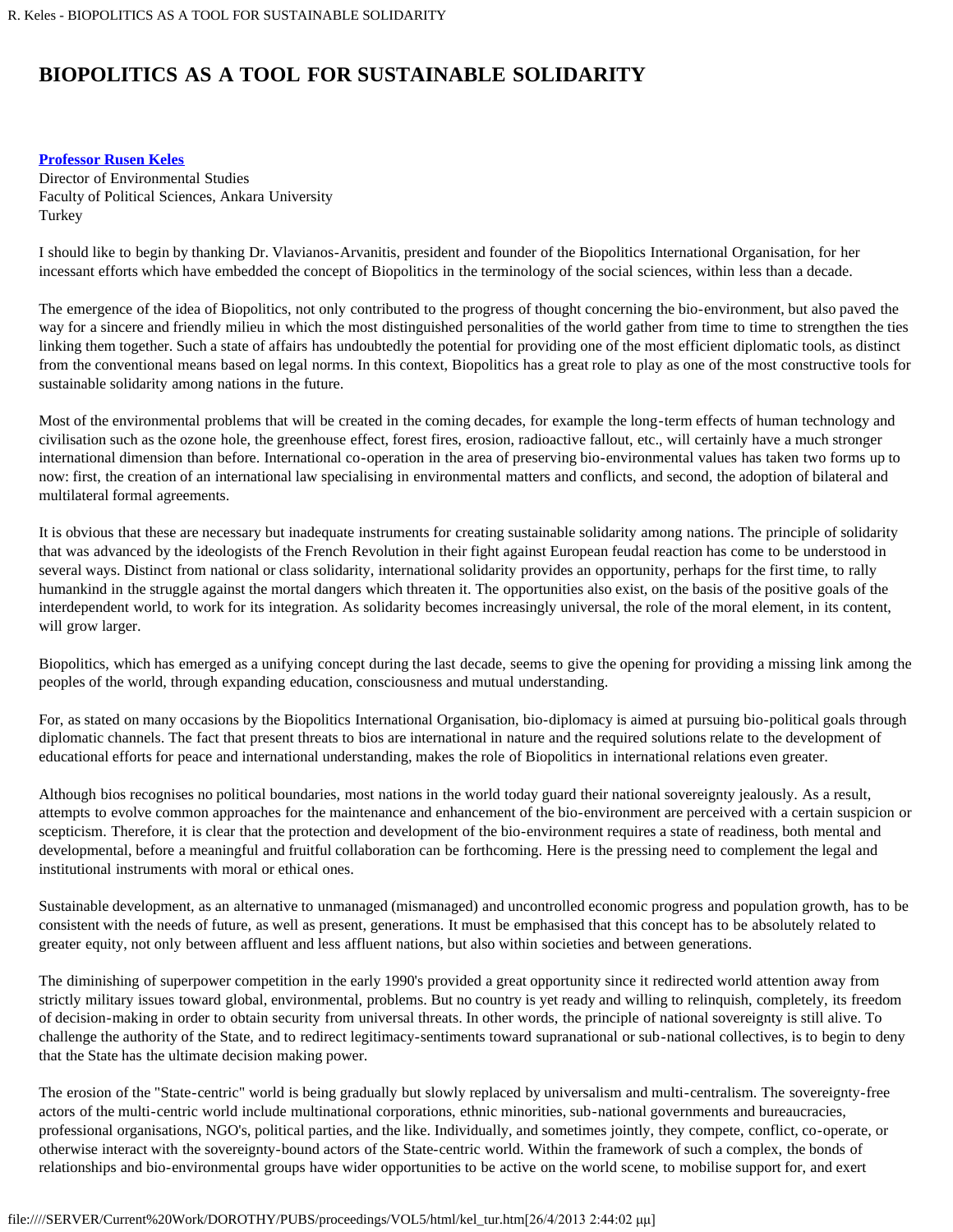# BIOPOLITICS AS A TOOL FOR SUSTAINABLE SOLIDARITY

**Professor Rusen Keles**
Director of Environmental Studies
Faculty of Political Sciences, Ankara University
Turkey

I should like to begin by thanking Dr. Vlavianos-Arvanitis, president and founder of the Biopolitics International Organisation, for her incessant efforts which have embedded the concept of Biopolitics in the terminology of the social sciences, within less than a decade.

The emergence of the idea of Biopolitics, not only contributed to the progress of thought concerning the bio-environment, but also paved the way for a sincere and friendly milieu in which the most distinguished personalities of the world gather from time to time to strengthen the ties linking them together. Such a state of affairs has undoubtedly the potential for providing one of the most efficient diplomatic tools, as distinct from the conventional means based on legal norms. In this context, Biopolitics has a great role to play as one of the most constructive tools for sustainable solidarity among nations in the future.

Most of the environmental problems that will be created in the coming decades, for example the long-term effects of human technology and civilisation such as the ozone hole, the greenhouse effect, forest fires, erosion, radioactive fallout, etc., will certainly have a much stronger international dimension than before. International co-operation in the area of preserving bio-environmental values has taken two forms up to now: first, the creation of an international law specialising in environmental matters and conflicts, and second, the adoption of bilateral and multilateral formal agreements.

It is obvious that these are necessary but inadequate instruments for creating sustainable solidarity among nations. The principle of solidarity that was advanced by the ideologists of the French Revolution in their fight against European feudal reaction has come to be understood in several ways. Distinct from national or class solidarity, international solidarity provides an opportunity, perhaps for the first time, to rally humankind in the struggle against the mortal dangers which threaten it. The opportunities also exist, on the basis of the positive goals of the interdependent world, to work for its integration. As solidarity becomes increasingly universal, the role of the moral element, in its content, will grow larger.

Biopolitics, which has emerged as a unifying concept during the last decade, seems to give the opening for providing a missing link among the peoples of the world, through expanding education, consciousness and mutual understanding.

For, as stated on many occasions by the Biopolitics International Organisation, bio-diplomacy is aimed at pursuing bio-political goals through diplomatic channels. The fact that present threats to bios are international in nature and the required solutions relate to the development of educational efforts for peace and international understanding, makes the role of Biopolitics in international relations even greater.

Although bios recognises no political boundaries, most nations in the world today guard their national sovereignty jealously. As a result, attempts to evolve common approaches for the maintenance and enhancement of the bio-environment are perceived with a certain suspicion or scepticism. Therefore, it is clear that the protection and development of the bio-environment requires a state of readiness, both mental and developmental, before a meaningful and fruitful collaboration can be forthcoming. Here is the pressing need to complement the legal and institutional instruments with moral or ethical ones.

Sustainable development, as an alternative to unmanaged (mismanaged) and uncontrolled economic progress and population growth, has to be consistent with the needs of future, as well as present, generations. It must be emphasised that this concept has to be absolutely related to greater equity, not only between affluent and less affluent nations, but also within societies and between generations.

The diminishing of superpower competition in the early 1990's provided a great opportunity since it redirected world attention away from strictly military issues toward global, environmental, problems. But no country is yet ready and willing to relinquish, completely, its freedom of decision-making in order to obtain security from universal threats. In other words, the principle of national sovereignty is still alive. To challenge the authority of the State, and to redirect legitimacy-sentiments toward supranational or sub-national collectives, is to begin to deny that the State has the ultimate decision making power.

The erosion of the "State-centric" world is being gradually but slowly replaced by universalism and multi-centralism. The sovereignty-free actors of the multi-centric world include multinational corporations, ethnic minorities, sub-national governments and bureaucracies, professional organisations, NGO's, political parties, and the like. Individually, and sometimes jointly, they compete, conflict, co-operate, or otherwise interact with the sovereignty-bound actors of the State-centric world. Within the framework of such a complex, the bonds of relationships and bio-environmental groups have wider opportunities to be active on the world scene, to mobilise support for, and exert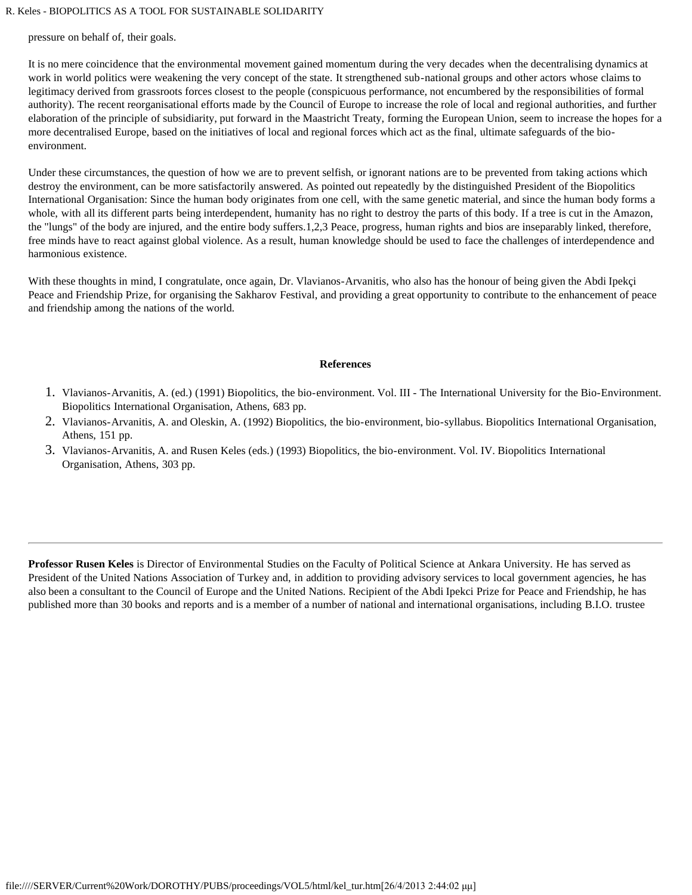pressure on behalf of, their goals.

It is no mere coincidence that the environmental movement gained momentum during the very decades when the decentralising dynamics at work in world politics were weakening the very concept of the state. It strengthened sub-national groups and other actors whose claims to legitimacy derived from grassroots forces closest to the people (conspicuous performance, not encumbered by the responsibilities of formal authority). The recent reorganisational efforts made by the Council of Europe to increase the role of local and regional authorities, and further elaboration of the principle of subsidiarity, put forward in the Maastricht Treaty, forming the European Union, seem to increase the hopes for a more decentralised Europe, based on the initiatives of local and regional forces which act as the final, ultimate safeguards of the bio-environment.

Under these circumstances, the question of how we are to prevent selfish, or ignorant nations are to be prevented from taking actions which destroy the environment, can be more satisfactorily answered. As pointed out repeatedly by the distinguished President of the Biopolitics International Organisation: Since the human body originates from one cell, with the same genetic material, and since the human body forms a whole, with all its different parts being interdependent, humanity has no right to destroy the parts of this body. If a tree is cut in the Amazon, the "lungs" of the body are injured, and the entire body suffers.[1,2,3] Peace, progress, human rights and bios are inseparably linked, therefore, free minds have to react against global violence. As a result, human knowledge should be used to face the challenges of interdependence and harmonious existence.

With these thoughts in mind, I congratulate, once again, Dr. Vlavianos-Arvanitis, who also has the honour of being given the Abdi Ipekçi Peace and Friendship Prize, for organising the Sakharov Festival, and providing a great opportunity to contribute to the enhancement of peace and friendship among the nations of the world.

**References**

1. Vlavianos-Arvanitis, A. (ed.) (1991) Biopolitics, the bio-environment. Vol. III - The International University for the Bio-Environment. Biopolitics International Organisation, Athens, 683 pp.
2. Vlavianos-Arvanitis, A. and Oleskin, A. (1992) Biopolitics, the bio-environment, bio-syllabus. Biopolitics International Organisation, Athens, 151 pp.
3. Vlavianos-Arvanitis, A. and Rusen Keles (eds.) (1993) Biopolitics, the bio-environment. Vol. IV. Biopolitics International Organisation, Athens, 303 pp.

---

**Professor Rusen Keles** is Director of Environmental Studies on the Faculty of Political Science at Ankara University. He has served as President of the United Nations Association of Turkey and, in addition to providing advisory services to local government agencies, he has also been a consultant to the Council of Europe and the United Nations. Recipient of the Abdi Ipekci Prize for Peace and Friendship, he has published more than 30 books and reports and is a member of a number of national and international organisations, including B.I.O. trustee